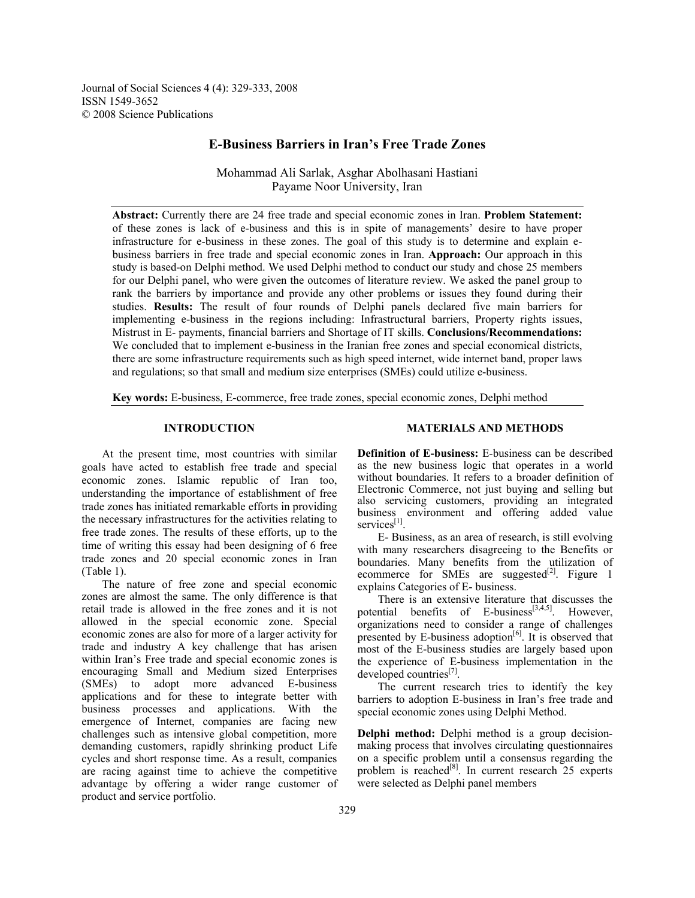# E-Business Barriers in Iran's Free Trade Zones

Mohammad Ali Sarlak, Asghar Abolhasani Hastiani
Payame Noor University, Iran

**Abstract:** Currently there are 24 free trade and special economic zones in Iran. **Problem Statement:** of these zones is lack of e-business and this is in spite of managements' desire to have proper infrastructure for e-business in these zones. The goal of this study is to determine and explain e-business barriers in free trade and special economic zones in Iran. **Approach:** Our approach in this study is based-on Delphi method. We used Delphi method to conduct our study and chose 25 members for our Delphi panel, who were given the outcomes of literature review. We asked the panel group to rank the barriers by importance and provide any other problems or issues they found during their studies. **Results:** The result of four rounds of Delphi panels declared five main barriers for implementing e-business in the regions including: Infrastructural barriers, Property rights issues, Mistrust in E- payments, financial barriers and Shortage of IT skills. **Conclusions/Recommendations:** We concluded that to implement e-business in the Iranian free zones and special economical districts, there are some infrastructure requirements such as high speed internet, wide internet band, proper laws and regulations; so that small and medium size enterprises (SMEs) could utilize e-business.

**Key words:** E-business, E-commerce, free trade zones, special economic zones, Delphi method

## INTRODUCTION

At the present time, most countries with similar goals have acted to establish free trade and special economic zones. Islamic republic of Iran too, understanding the importance of establishment of free trade zones has initiated remarkable efforts in providing the necessary infrastructures for the activities relating to free trade zones. The results of these efforts, up to the time of writing this essay had been designing of 6 free trade zones and 20 special economic zones in Iran (Table 1).

The nature of free zone and special economic zones are almost the same. The only difference is that retail trade is allowed in the free zones and it is not allowed in the special economic zone. Special economic zones are also for more of a larger activity for trade and industry A key challenge that has arisen within Iran's Free trade and special economic zones is encouraging Small and Medium sized Enterprises (SMEs) to adopt more advanced E-business applications and for these to integrate better with business processes and applications. With the emergence of Internet, companies are facing new challenges such as intensive global competition, more demanding customers, rapidly shrinking product Life cycles and short response time. As a result, companies are racing against time to achieve the competitive advantage by offering a wider range customer of product and service portfolio.

## MATERIALS AND METHODS

**Definition of E-business:** E-business can be described as the new business logic that operates in a world without boundaries. It refers to a broader definition of Electronic Commerce, not just buying and selling but also servicing customers, providing an integrated business environment and offering added value services[1].

E- Business, as an area of research, is still evolving with many researchers disagreeing to the Benefits or boundaries. Many benefits from the utilization of ecommerce for SMEs are suggested[2]. Figure 1 explains Categories of E- business.

There is an extensive literature that discusses the potential benefits of E-business[3,4,5]. However, organizations need to consider a range of challenges presented by E-business adoption[6]. It is observed that most of the E-business studies are largely based upon the experience of E-business implementation in the developed countries[7].

The current research tries to identify the key barriers to adoption E-business in Iran's free trade and special economic zones using Delphi Method.

**Delphi method:** Delphi method is a group decision-making process that involves circulating questionnaires on a specific problem until a consensus regarding the problem is reached[8]. In current research 25 experts were selected as Delphi panel members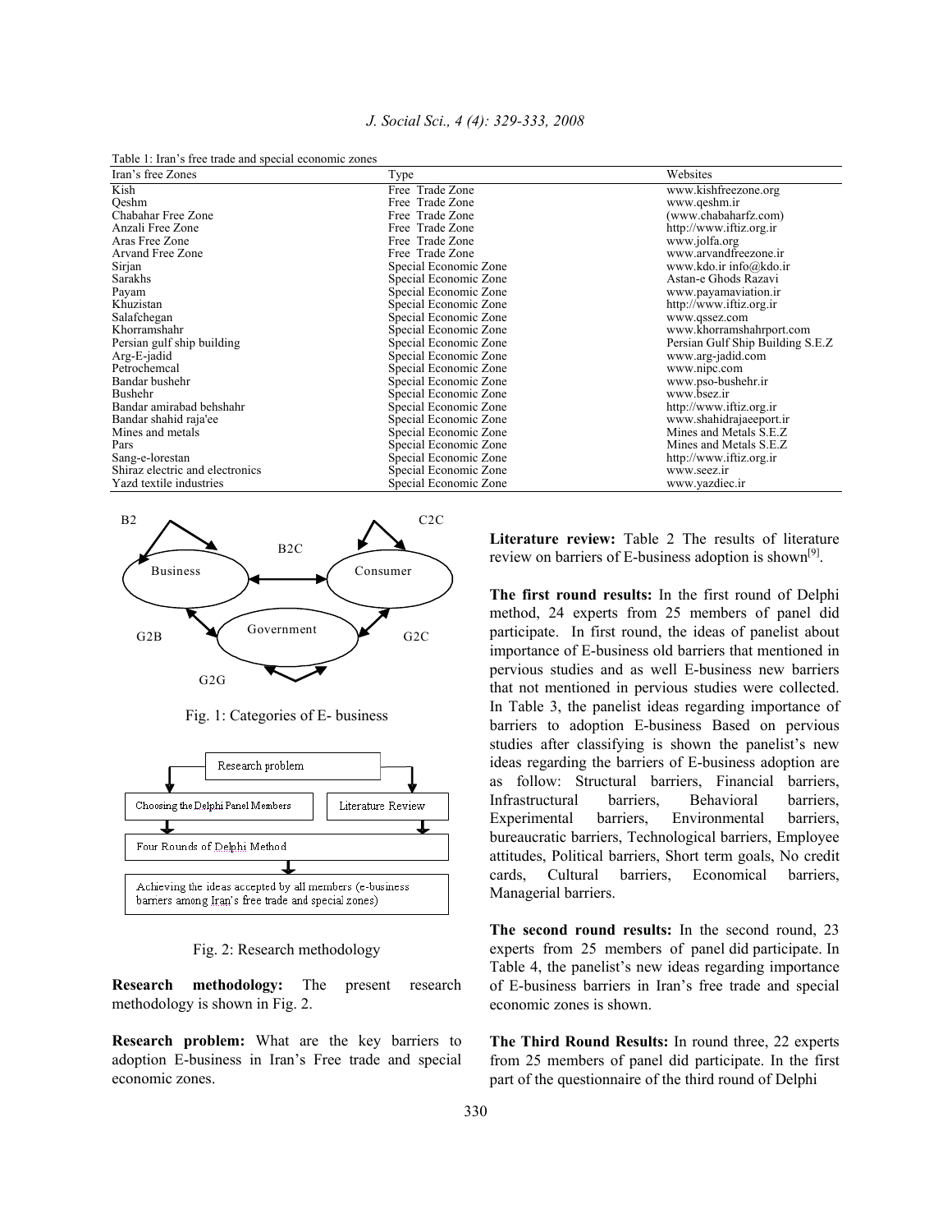Table 1: Iran's free trade and special economic zones

| Iran's free Zones | Type | Websites |
|---|---|---|
| Kish | Free Trade Zone | www.kishfreezone.org |
| Qeshm | Free Trade Zone | www.qeshm.ir |
| Chabahar Free Zone | Free Trade Zone | (www.chabaharfz.com) |
| Anzali Free Zone | Free Trade Zone | http://www.iftiz.org.ir |
| Aras Free Zone | Free Trade Zone | www.jolfa.org |
| Arvand Free Zone | Free Trade Zone | www.arvandfreezone.ir |
| Sirjan | Special Economic Zone | www.kdo.ir info@kdo.ir |
| Sarakhs | Special Economic Zone | Astan-e Ghods Razavi |
| Payam | Special Economic Zone | www.payamaviation.ir |
| Khuzistan | Special Economic Zone | http://www.iftiz.org.ir |
| Salafchegan | Special Economic Zone | www.qssez.com |
| Khorramshahr | Special Economic Zone | www.khorramshahrport.com |
| Persian gulf ship building | Special Economic Zone | Persian Gulf Ship Building S.E.Z |
| Arg-E-jadid | Special Economic Zone | www.arg-jadid.com |
| Petrochemcal | Special Economic Zone | www.nipc.com |
| Bandar bushehr | Special Economic Zone | www.pso-bushehr.ir |
| Bushehr | Special Economic Zone | www.bsez.ir |
| Bandar amirabad behshahr | Special Economic Zone | http://www.iftiz.org.ir |
| Bandar shahid raja'ee | Special Economic Zone | www.shahidrajaeeport.ir |
| Mines and metals | Special Economic Zone | Mines and Metals S.E.Z |
| Pars | Special Economic Zone | Mines and Metals S.E.Z |
| Sang-e-lorestan | Special Economic Zone | http://www.iftiz.org.ir |
| Shiraz electric and electronics | Special Economic Zone | www.seez.ir |
| Yazd textile industries | Special Economic Zone | www.yazdiec.ir |

Fig. 1: Categories of E- business

Fig. 2: Research methodology

**Research methodology:** The present research methodology is shown in Fig. 2.

**Research problem:** What are the key barriers to adoption E-business in Iran's Free trade and special economic zones.

**Literature review:** Table 2 The results of literature review on barriers of E-business adoption is shown[9].

**The first round results:** In the first round of Delphi method, 24 experts from 25 members of panel did participate. In first round, the ideas of panelist about importance of E-business old barriers that mentioned in pervious studies and as well E-business new barriers that not mentioned in pervious studies were collected. In Table 3, the panelist ideas regarding importance of barriers to adoption E-business Based on pervious studies after classifying is shown the panelist's new ideas regarding the barriers of E-business adoption are as follow: Structural barriers, Financial barriers, Infrastructural barriers, Behavioral barriers, Experimental barriers, Environmental barriers, bureaucratic barriers, Technological barriers, Employee attitudes, Political barriers, Short term goals, No credit cards, Cultural barriers, Economical barriers, Managerial barriers.

**The second round results:** In the second round, 23 experts from 25 members of panel did participate. In Table 4, the panelist's new ideas regarding importance of E-business barriers in Iran's free trade and special economic zones is shown.

**The Third Round Results:** In round three, 22 experts from 25 members of panel did participate. In the first part of the questionnaire of the third round of Delphi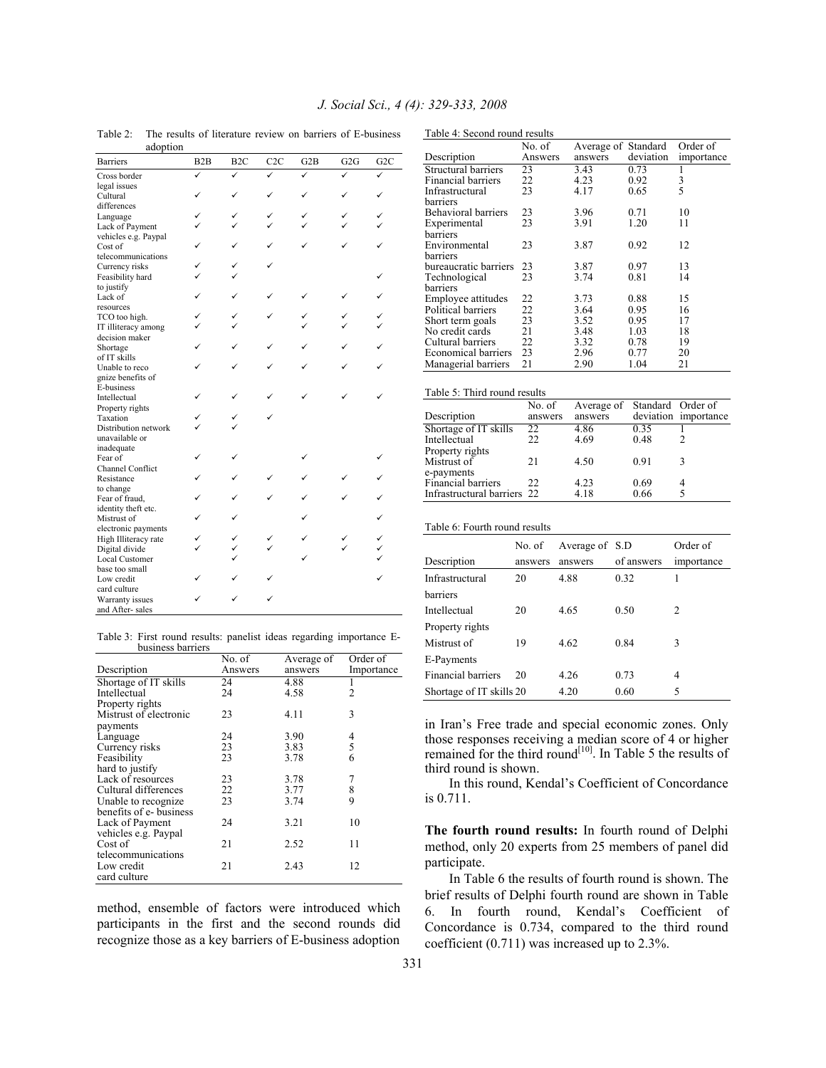Table 2: The results of literature review on barriers of E-business adoption

| Barriers | B2B | B2C | C2C | G2B | G2G | G2C |
|---|---|---|---|---|---|---|
| Cross border legal issues | ✓ | ✓ | ✓ | ✓ | ✓ | ✓ |
| Cultural differences | ✓ | ✓ | ✓ | ✓ | ✓ | ✓ |
| Language | ✓ | ✓ | ✓ | ✓ | ✓ | ✓ |
| Lack of Payment vehicles e.g. Paypal | ✓ | ✓ | ✓ | ✓ | ✓ | ✓ |
| Cost of telecommunications | ✓ | ✓ | ✓ | ✓ | ✓ | ✓ |
| Currency risks | ✓ | ✓ | ✓ | | | |
| Feasibility hard to justify | ✓ | ✓ | | | | ✓ |
| Lack of resources | ✓ | ✓ | ✓ | ✓ | ✓ | ✓ |
| TCO too high. | ✓ | ✓ | ✓ | ✓ | ✓ | ✓ |
| IT illiteracy among decision maker | ✓ | ✓ | | ✓ | ✓ | ✓ |
| Shortage of IT skills | ✓ | ✓ | ✓ | ✓ | ✓ | ✓ |
| Unable to recognize benefits of E-business | ✓ | ✓ | ✓ | ✓ | ✓ | ✓ |
| Intellectual Property rights | ✓ | ✓ | ✓ | ✓ | ✓ | ✓ |
| Taxation | ✓ | ✓ | ✓ | | | |
| Distribution network unavailable or inadequate | ✓ | ✓ | | | | |
| Fear of Channel Conflict | ✓ | ✓ | | ✓ | | ✓ |
| Resistance to change | ✓ | ✓ | ✓ | ✓ | ✓ | ✓ |
| Fear of fraud, identity theft etc. | ✓ | ✓ | ✓ | ✓ | ✓ | ✓ |
| Mistrust of electronic payments | ✓ | ✓ | | ✓ | | ✓ |
| High Illiteracy rate | ✓ | ✓ | ✓ | ✓ | ✓ | ✓ |
| Digital divide | ✓ | ✓ | ✓ | | ✓ | ✓ |
| Local Customer base too small | | ✓ | | ✓ | | ✓ |
| Low credit card culture | ✓ | ✓ | ✓ | | | ✓ |
| Warranty issues and After- sales | ✓ | ✓ | ✓ | | | |

Table 3: First round results: panelist ideas regarding importance E-business barriers

| Description | No. of Answers | Average of answers | Order of Importance |
|---|---|---|---|
| Shortage of IT skills | 24 | 4.88 | 1 |
| Intellectual Property rights | 24 | 4.58 | 2 |
| Mistrust of electronic payments | 23 | 4.11 | 3 |
| Language | 24 | 3.90 | 4 |
| Currency risks | 23 | 3.83 | 5 |
| Feasibility hard to justify | 23 | 3.78 | 6 |
| Lack of resources | 23 | 3.78 | 7 |
| Cultural differences | 22 | 3.77 | 8 |
| Unable to recognize benefits of e- business | 23 | 3.74 | 9 |
| Lack of Payment vehicles e.g. Paypal | 24 | 3.21 | 10 |
| Cost of telecommunications | 21 | 2.52 | 11 |
| Low credit card culture | 21 | 2.43 | 12 |

method, ensemble of factors were introduced which participants in the first and the second rounds did recognize those as a key barriers of E-business adoption in Iran's Free trade and special economic zones. Only those responses receiving a median score of 4 or higher remained for the third round[10]. In Table 5 the results of third round is shown.

In this round, Kendal's Coefficient of Concordance is 0.711.

Table 4: Second round results

| Description | No. of Answers | Average of answers | Standard deviation | Order of importance |
|---|---|---|---|---|
| Structural barriers | 23 | 3.43 | 0.73 | 1 |
| Financial barriers | 22 | 4.23 | 0.92 | 3 |
| Infrastructural barriers | 23 | 4.17 | 0.65 | 5 |
| Behavioral barriers | 23 | 3.96 | 0.71 | 10 |
| Experimental barriers | 23 | 3.91 | 1.20 | 11 |
| Environmental barriers | 23 | 3.87 | 0.92 | 12 |
| bureaucratic barriers | 23 | 3.87 | 0.97 | 13 |
| Technological barriers | 23 | 3.74 | 0.81 | 14 |
| Employee attitudes | 22 | 3.73 | 0.88 | 15 |
| Political barriers | 22 | 3.64 | 0.95 | 16 |
| Short term goals | 23 | 3.52 | 0.95 | 17 |
| No credit cards | 21 | 3.48 | 1.03 | 18 |
| Cultural barriers | 22 | 3.32 | 0.78 | 19 |
| Economical barriers | 23 | 2.96 | 0.77 | 20 |
| Managerial barriers | 21 | 2.90 | 1.04 | 21 |

Table 5: Third round results

| Description | No. of answers | Average of answers | Standard deviation | Order of importance |
|---|---|---|---|---|
| Shortage of IT skills | 22 | 4.86 | 0.35 | 1 |
| Intellectual Property rights | 22 | 4.69 | 0.48 | 2 |
| Mistrust of e-payments | 21 | 4.50 | 0.91 | 3 |
| Financial barriers | 22 | 4.23 | 0.69 | 4 |
| Infrastructural barriers | 22 | 4.18 | 0.66 | 5 |

Table 6: Fourth round results

| Description | No. of answers | Average of answers | S.D of answers | Order of importance |
|---|---|---|---|---|
| Infrastructural barriers | 20 | 4.88 | 0.32 | 1 |
| Intellectual Property rights | 20 | 4.65 | 0.50 | 2 |
| Mistrust of E-Payments | 19 | 4.62 | 0.84 | 3 |
| Financial barriers | 20 | 4.26 | 0.73 | 4 |
| Shortage of IT skills | 20 | 4.20 | 0.60 | 5 |

**The fourth round results:** In fourth round of Delphi method, only 20 experts from 25 members of panel did participate.

In Table 6 the results of fourth round is shown. The brief results of Delphi fourth round are shown in Table 6. In fourth round, Kendal's Coefficient of Concordance is 0.734, compared to the third round coefficient (0.711) was increased up to 2.3%.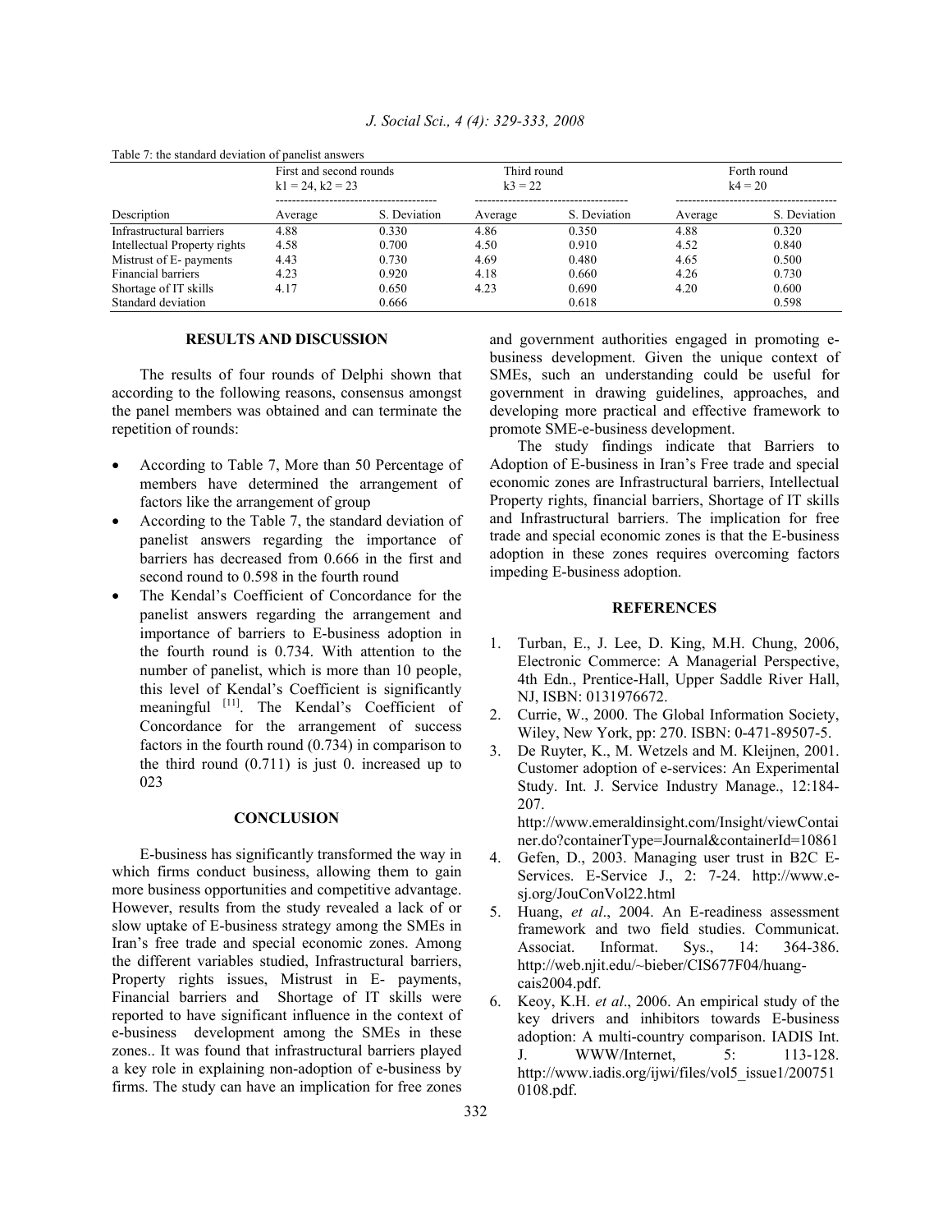Table 7: the standard deviation of panelist answers

| Description | First and second rounds $k1 = 24$, $k2 = 23$ | | Third round $k3 = 22$ | | Forth round $k4 = 20$ | |
|---|---|---|---|---|---|---|
| | Average | S. Deviation | Average | S. Deviation | Average | S. Deviation |
| Infrastructural barriers | 4.88 | 0.330 | 4.86 | 0.350 | 4.88 | 0.320 |
| Intellectual Property rights | 4.58 | 0.700 | 4.50 | 0.910 | 4.52 | 0.840 |
| Mistrust of E- payments | 4.43 | 0.730 | 4.69 | 0.480 | 4.65 | 0.500 |
| Financial barriers | 4.23 | 0.920 | 4.18 | 0.660 | 4.26 | 0.730 |
| Shortage of IT skills | 4.17 | 0.650 | 4.23 | 0.690 | 4.20 | 0.600 |
| Standard deviation | | 0.666 | | 0.618 | | 0.598 |

## RESULTS AND DISCUSSION

The results of four rounds of Delphi shown that according to the following reasons, consensus amongst the panel members was obtained and can terminate the repetition of rounds:

- According to Table 7, More than 50 Percentage of members have determined the arrangement of factors like the arrangement of group
- According to the Table 7, the standard deviation of panelist answers regarding the importance of barriers has decreased from 0.666 in the first and second round to 0.598 in the fourth round
- The Kendal's Coefficient of Concordance for the panelist answers regarding the arrangement and importance of barriers to E-business adoption in the fourth round is 0.734. With attention to the number of panelist, which is more than 10 people, this level of Kendal's Coefficient is significantly meaningful [11]. The Kendal's Coefficient of Concordance for the arrangement of success factors in the fourth round (0.734) in comparison to the third round (0.711) is just 0. increased up to 023

## CONCLUSION

E-business has significantly transformed the way in which firms conduct business, allowing them to gain more business opportunities and competitive advantage. However, results from the study revealed a lack of or slow uptake of E-business strategy among the SMEs in Iran's free trade and special economic zones. Among the different variables studied, Infrastructural barriers, Property rights issues, Mistrust in E- payments, Financial barriers and Shortage of IT skills were reported to have significant influence in the context of e-business development among the SMEs in these zones.. It was found that infrastructural barriers played a key role in explaining non-adoption of e-business by firms. The study can have an implication for free zones and government authorities engaged in promoting e-business development. Given the unique context of SMEs, such an understanding could be useful for government in drawing guidelines, approaches, and developing more practical and effective framework to promote SME-e-business development.

The study findings indicate that Barriers to Adoption of E-business in Iran's Free trade and special economic zones are Infrastructural barriers, Intellectual Property rights, financial barriers, Shortage of IT skills and Infrastructural barriers. The implication for free trade and special economic zones is that the E-business adoption in these zones requires overcoming factors impeding E-business adoption.

## REFERENCES

1. Turban, E., J. Lee, D. King, M.H. Chung, 2006, Electronic Commerce: A Managerial Perspective, 4th Edn., Prentice-Hall, Upper Saddle River Hall, NJ, ISBN: 0131976672.
2. Currie, W., 2000. The Global Information Society, Wiley, New York, pp: 270. ISBN: 0-471-89507-5.
3. De Ruyter, K., M. Wetzels and M. Kleijnen, 2001. Customer adoption of e-services: An Experimental Study. Int. J. Service Industry Manage., 12:184-207. http://www.emeraldinsight.com/Insight/viewContainer.do?containerType=Journal&containerId=10861
4. Gefen, D., 2003. Managing user trust in B2C E-Services. E-Service J., 2: 7-24. http://www.e-sj.org/JouConVol22.html
5. Huang, *et al*., 2004. An E-readiness assessment framework and two field studies. Communicat. Associat. Informat. Sys., 14: 364-386. http://web.njit.edu/~bieber/CIS677F04/huang-cais2004.pdf.
6. Keoy, K.H. *et al*., 2006. An empirical study of the key drivers and inhibitors towards E-business adoption: A multi-country comparison. IADIS Int. J. WWW/Internet, 5: 113-128. http://www.iadis.org/ijwi/files/vol5_issue1/2007510108.pdf.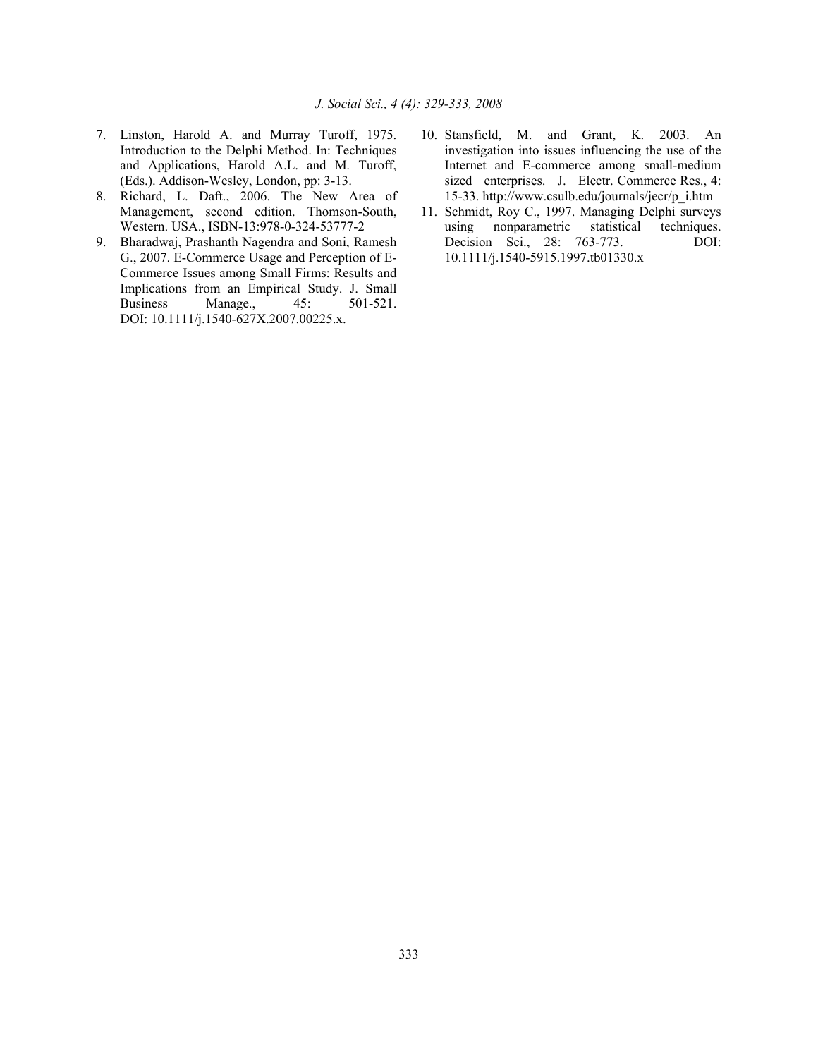7. Linston, Harold A. and Murray Turoff, 1975. Introduction to the Delphi Method. In: Techniques and Applications, Harold A.L. and M. Turoff, (Eds.). Addison-Wesley, London, pp: 3-13.
8. Richard, L. Daft., 2006. The New Area of Management, second edition. Thomson-South, Western. USA., ISBN-13:978-0-324-53777-2
9. Bharadwaj, Prashanth Nagendra and Soni, Ramesh G., 2007. E-Commerce Usage and Perception of E-Commerce Issues among Small Firms: Results and Implications from an Empirical Study. J. Small Business Manage., 45: 501-521. DOI: 10.1111/j.1540-627X.2007.00225.x.
10. Stansfield, M. and Grant, K. 2003. An investigation into issues influencing the use of the Internet and E-commerce among small-medium sized enterprises. J. Electr. Commerce Res., 4: 15-33. http://www.csulb.edu/journals/jecr/p_i.htm
11. Schmidt, Roy C., 1997. Managing Delphi surveys using nonparametric statistical techniques. Decision Sci., 28: 763-773. DOI: 10.1111/j.1540-5915.1997.tb01330.x